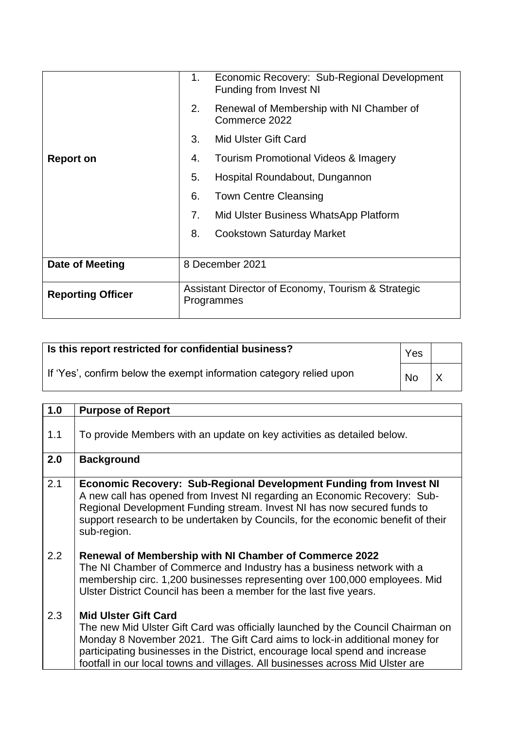| | |
|---|---|
| **Report on** | 1. Economic Recovery: Sub-Regional Development Funding from Invest NI<br>2. Renewal of Membership with NI Chamber of Commerce 2022<br>3. Mid Ulster Gift Card<br>4. Tourism Promotional Videos & Imagery<br>5. Hospital Roundabout, Dungannon<br>6. Town Centre Cleansing<br>7. Mid Ulster Business WhatsApp Platform<br>8. Cookstown Saturday Market |
| **Date of Meeting** | 8 December 2021 |
| **Reporting Officer** | Assistant Director of Economy, Tourism & Strategic Programmes |

| **Is this report restricted for confidential business?** | Yes | |
|---|---|---|
| If 'Yes', confirm below the exempt information category relied upon | No | X |

| | |
|---|---|
| **1.0** | **Purpose of Report** |
| 1.1 | To provide Members with an update on key activities as detailed below. |
| **2.0** | **Background** |
| 2.1 | **Economic Recovery: Sub-Regional Development Funding from Invest NI**<br>A new call has opened from Invest NI regarding an Economic Recovery: Sub-Regional Development Funding stream. Invest NI has now secured funds to support research to be undertaken by Councils, for the economic benefit of their sub-region. |
| 2.2 | **Renewal of Membership with NI Chamber of Commerce 2022**<br>The NI Chamber of Commerce and Industry has a business network with a membership circ. 1,200 businesses representing over 100,000 employees. Mid Ulster District Council has been a member for the last five years. |
| 2.3 | **Mid Ulster Gift Card**<br>The new Mid Ulster Gift Card was officially launched by the Council Chairman on Monday 8 November 2021. The Gift Card aims to lock-in additional money for participating businesses in the District, encourage local spend and increase footfall in our local towns and villages. All businesses across Mid Ulster are |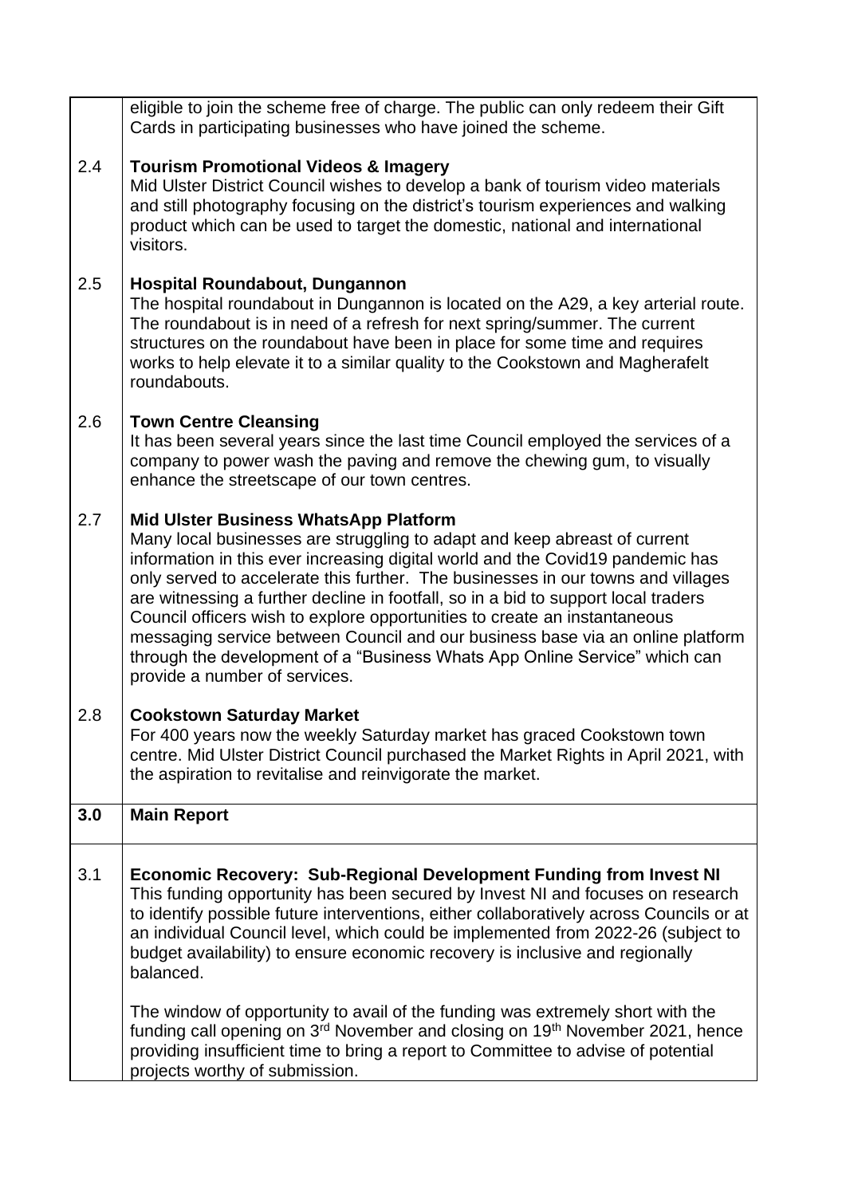| | |
|---|---|
| | eligible to join the scheme free of charge. The public can only redeem their Gift Cards in participating businesses who have joined the scheme. |
| 2.4 | **Tourism Promotional Videos & Imagery**<br>Mid Ulster District Council wishes to develop a bank of tourism video materials and still photography focusing on the district's tourism experiences and walking product which can be used to target the domestic, national and international visitors. |
| 2.5 | **Hospital Roundabout, Dungannon**<br>The hospital roundabout in Dungannon is located on the A29, a key arterial route. The roundabout is in need of a refresh for next spring/summer. The current structures on the roundabout have been in place for some time and requires works to help elevate it to a similar quality to the Cookstown and Magherafelt roundabouts. |
| 2.6 | **Town Centre Cleansing**<br>It has been several years since the last time Council employed the services of a company to power wash the paving and remove the chewing gum, to visually enhance the streetscape of our town centres. |
| 2.7 | **Mid Ulster Business WhatsApp Platform**<br>Many local businesses are struggling to adapt and keep abreast of current information in this ever increasing digital world and the Covid19 pandemic has only served to accelerate this further. The businesses in our towns and villages are witnessing a further decline in footfall, so in a bid to support local traders Council officers wish to explore opportunities to create an instantaneous messaging service between Council and our business base via an online platform through the development of a "Business Whats App Online Service" which can provide a number of services. |
| 2.8 | **Cookstown Saturday Market**<br>For 400 years now the weekly Saturday market has graced Cookstown town centre. Mid Ulster District Council purchased the Market Rights in April 2021, with the aspiration to revitalise and reinvigorate the market. |
| **3.0** | **Main Report** |
| 3.1 | **Economic Recovery: Sub-Regional Development Funding from Invest NI**<br>This funding opportunity has been secured by Invest NI and focuses on research to identify possible future interventions, either collaboratively across Councils or at an individual Council level, which could be implemented from 2022-26 (subject to budget availability) to ensure economic recovery is inclusive and regionally balanced.<br><br>The window of opportunity to avail of the funding was extremely short with the funding call opening on 3rd November and closing on 19th November 2021, hence providing insufficient time to bring a report to Committee to advise of potential projects worthy of submission. |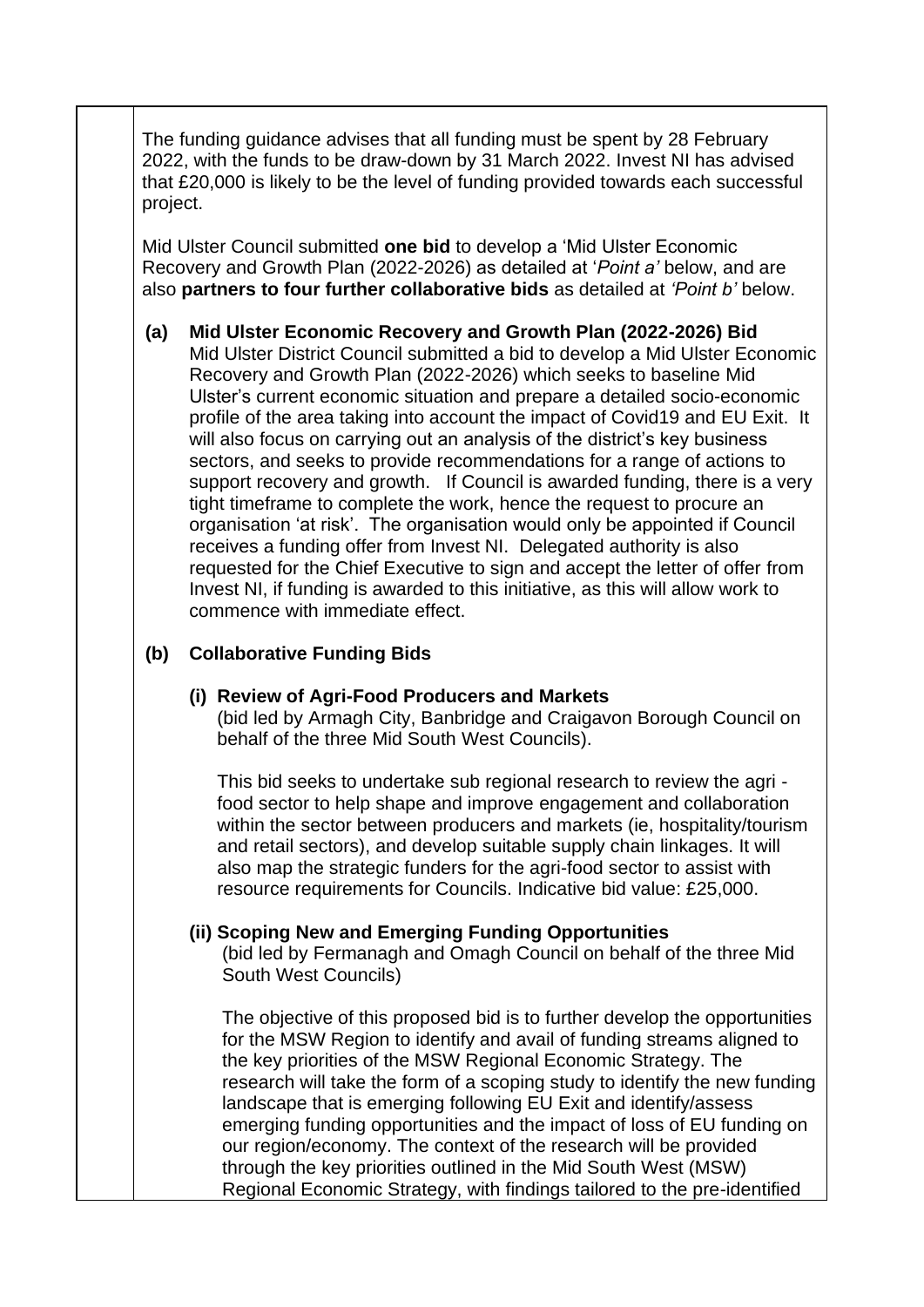The funding guidance advises that all funding must be spent by 28 February 2022, with the funds to be draw-down by 31 March 2022. Invest NI has advised that £20,000 is likely to be the level of funding provided towards each successful project.

Mid Ulster Council submitted **one bid** to develop a 'Mid Ulster Economic Recovery and Growth Plan (2022-2026) as detailed at '*Point a'* below, and are also **partners to four further collaborative bids** as detailed at *'Point b'* below.

**(a) Mid Ulster Economic Recovery and Growth Plan (2022-2026) Bid**

Mid Ulster District Council submitted a bid to develop a Mid Ulster Economic Recovery and Growth Plan (2022-2026) which seeks to baseline Mid Ulster's current economic situation and prepare a detailed socio-economic profile of the area taking into account the impact of Covid19 and EU Exit. It will also focus on carrying out an analysis of the district's key business sectors, and seeks to provide recommendations for a range of actions to support recovery and growth. If Council is awarded funding, there is a very tight timeframe to complete the work, hence the request to procure an organisation 'at risk'. The organisation would only be appointed if Council receives a funding offer from Invest NI. Delegated authority is also requested for the Chief Executive to sign and accept the letter of offer from Invest NI, if funding is awarded to this initiative, as this will allow work to commence with immediate effect.

**(b) Collaborative Funding Bids**

**(i) Review of Agri-Food Producers and Markets**

(bid led by Armagh City, Banbridge and Craigavon Borough Council on behalf of the three Mid South West Councils).

This bid seeks to undertake sub regional research to review the agri - food sector to help shape and improve engagement and collaboration within the sector between producers and markets (ie, hospitality/tourism and retail sectors), and develop suitable supply chain linkages. It will also map the strategic funders for the agri-food sector to assist with resource requirements for Councils. Indicative bid value: £25,000.

**(ii) Scoping New and Emerging Funding Opportunities**

(bid led by Fermanagh and Omagh Council on behalf of the three Mid South West Councils)

The objective of this proposed bid is to further develop the opportunities for the MSW Region to identify and avail of funding streams aligned to the key priorities of the MSW Regional Economic Strategy. The research will take the form of a scoping study to identify the new funding landscape that is emerging following EU Exit and identify/assess emerging funding opportunities and the impact of loss of EU funding on our region/economy. The context of the research will be provided through the key priorities outlined in the Mid South West (MSW) Regional Economic Strategy, with findings tailored to the pre-identified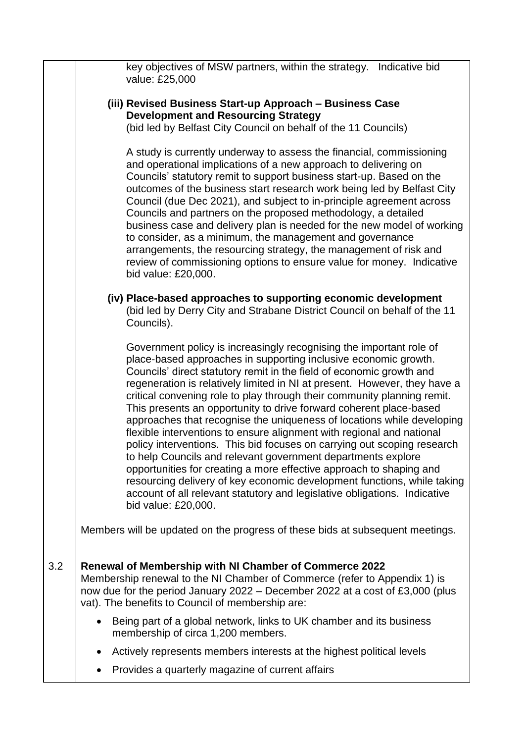key objectives of MSW partners, within the strategy. Indicative bid value: £25,000

**(iii) Revised Business Start-up Approach – Business Case Development and Resourcing Strategy**
(bid led by Belfast City Council on behalf of the 11 Councils)

A study is currently underway to assess the financial, commissioning and operational implications of a new approach to delivering on Councils' statutory remit to support business start-up. Based on the outcomes of the business start research work being led by Belfast City Council (due Dec 2021), and subject to in-principle agreement across Councils and partners on the proposed methodology, a detailed business case and delivery plan is needed for the new model of working to consider, as a minimum, the management and governance arrangements, the resourcing strategy, the management of risk and review of commissioning options to ensure value for money. Indicative bid value: £20,000.

**(iv) Place-based approaches to supporting economic development**
(bid led by Derry City and Strabane District Council on behalf of the 11 Councils).

Government policy is increasingly recognising the important role of place-based approaches in supporting inclusive economic growth. Councils' direct statutory remit in the field of economic growth and regeneration is relatively limited in NI at present. However, they have a critical convening role to play through their community planning remit. This presents an opportunity to drive forward coherent place-based approaches that recognise the uniqueness of locations while developing flexible interventions to ensure alignment with regional and national policy interventions. This bid focuses on carrying out scoping research to help Councils and relevant government departments explore opportunities for creating a more effective approach to shaping and resourcing delivery of key economic development functions, while taking account of all relevant statutory and legislative obligations. Indicative bid value: £20,000.

Members will be updated on the progress of these bids at subsequent meetings.

3.2 **Renewal of Membership with NI Chamber of Commerce 2022**

Membership renewal to the NI Chamber of Commerce (refer to Appendix 1) is now due for the period January 2022 – December 2022 at a cost of £3,000 (plus vat). The benefits to Council of membership are:

- Being part of a global network, links to UK chamber and its business membership of circa 1,200 members.
- Actively represents members interests at the highest political levels
- Provides a quarterly magazine of current affairs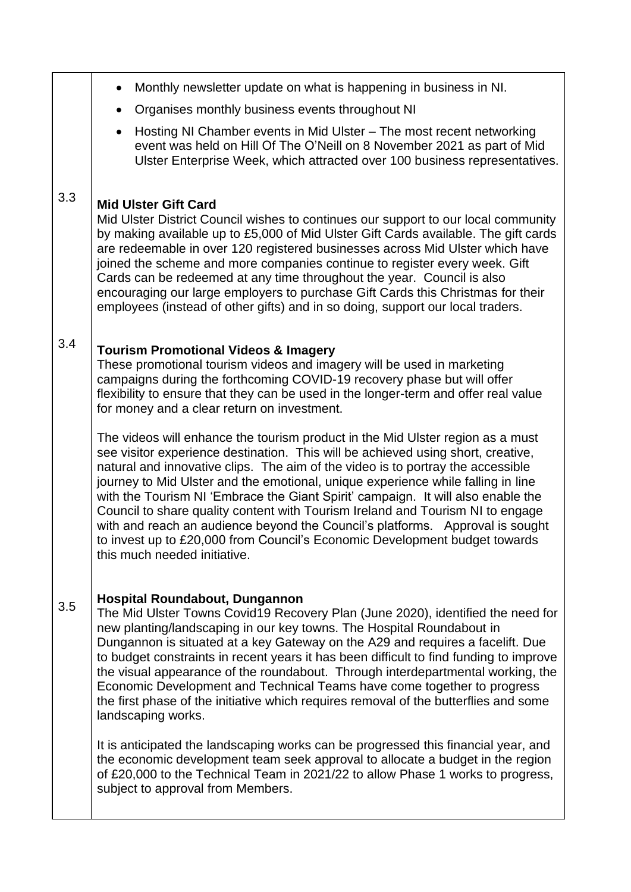- Monthly newsletter update on what is happening in business in NI.
- Organises monthly business events throughout NI
- Hosting NI Chamber events in Mid Ulster – The most recent networking event was held on Hill Of The O'Neill on 8 November 2021 as part of Mid Ulster Enterprise Week, which attracted over 100 business representatives.

3.3 **Mid Ulster Gift Card**

Mid Ulster District Council wishes to continues our support to our local community by making available up to £5,000 of Mid Ulster Gift Cards available. The gift cards are redeemable in over 120 registered businesses across Mid Ulster which have joined the scheme and more companies continue to register every week. Gift Cards can be redeemed at any time throughout the year. Council is also encouraging our large employers to purchase Gift Cards this Christmas for their employees (instead of other gifts) and in so doing, support our local traders.

3.4 **Tourism Promotional Videos & Imagery**

These promotional tourism videos and imagery will be used in marketing campaigns during the forthcoming COVID-19 recovery phase but will offer flexibility to ensure that they can be used in the longer-term and offer real value for money and a clear return on investment.

The videos will enhance the tourism product in the Mid Ulster region as a must see visitor experience destination. This will be achieved using short, creative, natural and innovative clips. The aim of the video is to portray the accessible journey to Mid Ulster and the emotional, unique experience while falling in line with the Tourism NI 'Embrace the Giant Spirit' campaign. It will also enable the Council to share quality content with Tourism Ireland and Tourism NI to engage with and reach an audience beyond the Council's platforms. Approval is sought to invest up to £20,000 from Council's Economic Development budget towards this much needed initiative.

3.5 **Hospital Roundabout, Dungannon**

The Mid Ulster Towns Covid19 Recovery Plan (June 2020), identified the need for new planting/landscaping in our key towns. The Hospital Roundabout in Dungannon is situated at a key Gateway on the A29 and requires a facelift. Due to budget constraints in recent years it has been difficult to find funding to improve the visual appearance of the roundabout. Through interdepartmental working, the Economic Development and Technical Teams have come together to progress the first phase of the initiative which requires removal of the butterflies and some landscaping works.

It is anticipated the landscaping works can be progressed this financial year, and the economic development team seek approval to allocate a budget in the region of £20,000 to the Technical Team in 2021/22 to allow Phase 1 works to progress, subject to approval from Members.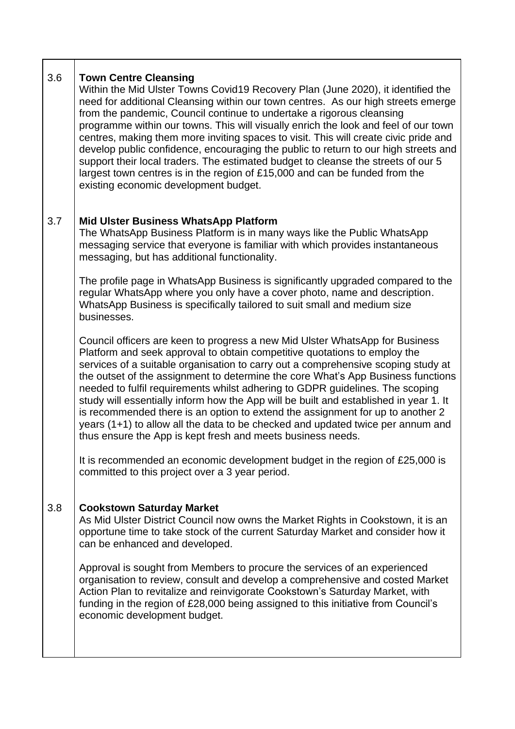| | |
|---|---|
| 3.6 | **Town Centre Cleansing**<br>Within the Mid Ulster Towns Covid19 Recovery Plan (June 2020), it identified the need for additional Cleansing within our town centres. As our high streets emerge from the pandemic, Council continue to undertake a rigorous cleansing programme within our towns. This will visually enrich the look and feel of our town centres, making them more inviting spaces to visit. This will create civic pride and develop public confidence, encouraging the public to return to our high streets and support their local traders. The estimated budget to cleanse the streets of our 5 largest town centres is in the region of £15,000 and can be funded from the existing economic development budget. |
| 3.7 | **Mid Ulster Business WhatsApp Platform**<br>The WhatsApp Business Platform is in many ways like the Public WhatsApp messaging service that everyone is familiar with which provides instantaneous messaging, but has additional functionality.<br><br>The profile page in WhatsApp Business is significantly upgraded compared to the regular WhatsApp where you only have a cover photo, name and description. WhatsApp Business is specifically tailored to suit small and medium size businesses.<br><br>Council officers are keen to progress a new Mid Ulster WhatsApp for Business Platform and seek approval to obtain competitive quotations to employ the services of a suitable organisation to carry out a comprehensive scoping study at the outset of the assignment to determine the core What's App Business functions needed to fulfil requirements whilst adhering to GDPR guidelines. The scoping study will essentially inform how the App will be built and established in year 1. It is recommended there is an option to extend the assignment for up to another 2 years (1+1) to allow all the data to be checked and updated twice per annum and thus ensure the App is kept fresh and meets business needs.<br><br>It is recommended an economic development budget in the region of £25,000 is committed to this project over a 3 year period. |
| 3.8 | **Cookstown Saturday Market**<br>As Mid Ulster District Council now owns the Market Rights in Cookstown, it is an opportune time to take stock of the current Saturday Market and consider how it can be enhanced and developed.<br><br>Approval is sought from Members to procure the services of an experienced organisation to review, consult and develop a comprehensive and costed Market Action Plan to revitalize and reinvigorate Cookstown's Saturday Market, with funding in the region of £28,000 being assigned to this initiative from Council's economic development budget. |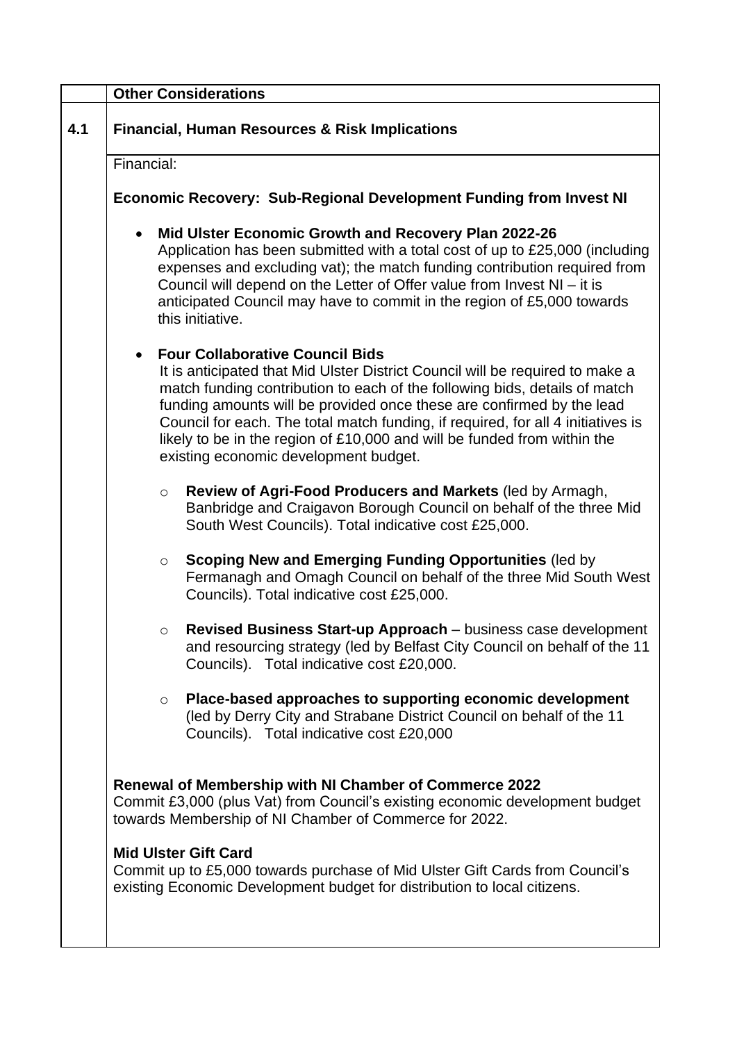| | **Other Considerations** |
|---|---|
| **4.1** | **Financial, Human Resources & Risk Implications** |

Financial:

**Economic Recovery: Sub-Regional Development Funding from Invest NI**

- **Mid Ulster Economic Growth and Recovery Plan 2022-26**
  Application has been submitted with a total cost of up to £25,000 (including expenses and excluding vat); the match funding contribution required from Council will depend on the Letter of Offer value from Invest NI – it is anticipated Council may have to commit in the region of £5,000 towards this initiative.

- **Four Collaborative Council Bids**
  It is anticipated that Mid Ulster District Council will be required to make a match funding contribution to each of the following bids, details of match funding amounts will be provided once these are confirmed by the lead Council for each. The total match funding, if required, for all 4 initiatives is likely to be in the region of £10,000 and will be funded from within the existing economic development budget.

  - **Review of Agri-Food Producers and Markets** (led by Armagh, Banbridge and Craigavon Borough Council on behalf of the three Mid South West Councils). Total indicative cost £25,000.

  - **Scoping New and Emerging Funding Opportunities** (led by Fermanagh and Omagh Council on behalf of the three Mid South West Councils). Total indicative cost £25,000.

  - **Revised Business Start-up Approach** – business case development and resourcing strategy (led by Belfast City Council on behalf of the 11 Councils). Total indicative cost £20,000.

  - **Place-based approaches to supporting economic development** (led by Derry City and Strabane District Council on behalf of the 11 Councils). Total indicative cost £20,000

**Renewal of Membership with NI Chamber of Commerce 2022**
Commit £3,000 (plus Vat) from Council's existing economic development budget towards Membership of NI Chamber of Commerce for 2022.

**Mid Ulster Gift Card**
Commit up to £5,000 towards purchase of Mid Ulster Gift Cards from Council's existing Economic Development budget for distribution to local citizens.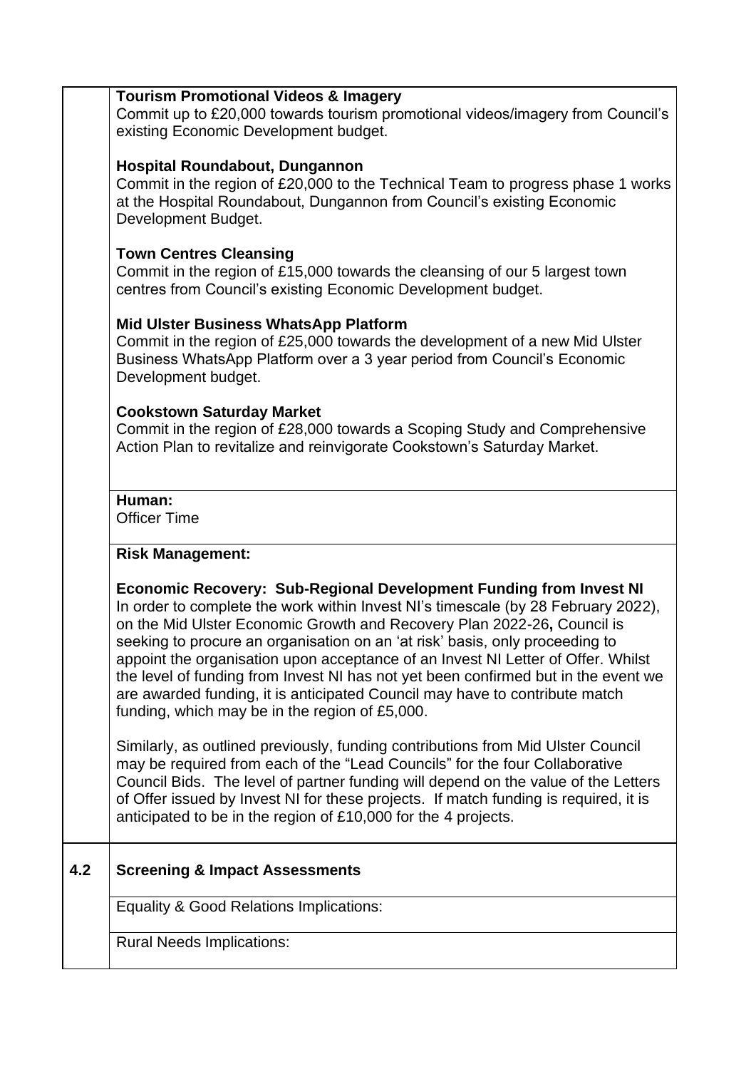**Tourism Promotional Videos & Imagery**
Commit up to £20,000 towards tourism promotional videos/imagery from Council's existing Economic Development budget.

**Hospital Roundabout, Dungannon**
Commit in the region of £20,000 to the Technical Team to progress phase 1 works at the Hospital Roundabout, Dungannon from Council's existing Economic Development Budget.

**Town Centres Cleansing**
Commit in the region of £15,000 towards the cleansing of our 5 largest town centres from Council's existing Economic Development budget.

**Mid Ulster Business WhatsApp Platform**
Commit in the region of £25,000 towards the development of a new Mid Ulster Business WhatsApp Platform over a 3 year period from Council's Economic Development budget.

**Cookstown Saturday Market**
Commit in the region of £28,000 towards a Scoping Study and Comprehensive Action Plan to revitalize and reinvigorate Cookstown's Saturday Market.

**Human:**
Officer Time

**Risk Management:**

**Economic Recovery: Sub-Regional Development Funding from Invest NI**
In order to complete the work within Invest NI's timescale (by 28 February 2022), on the Mid Ulster Economic Growth and Recovery Plan 2022-26**,** Council is seeking to procure an organisation on an 'at risk' basis, only proceeding to appoint the organisation upon acceptance of an Invest NI Letter of Offer. Whilst the level of funding from Invest NI has not yet been confirmed but in the event we are awarded funding, it is anticipated Council may have to contribute match funding, which may be in the region of £5,000.

Similarly, as outlined previously, funding contributions from Mid Ulster Council may be required from each of the "Lead Councils" for the four Collaborative Council Bids. The level of partner funding will depend on the value of the Letters of Offer issued by Invest NI for these projects. If match funding is required, it is anticipated to be in the region of £10,000 for the 4 projects.

## 4.2 Screening & Impact Assessments

Equality & Good Relations Implications:

Rural Needs Implications: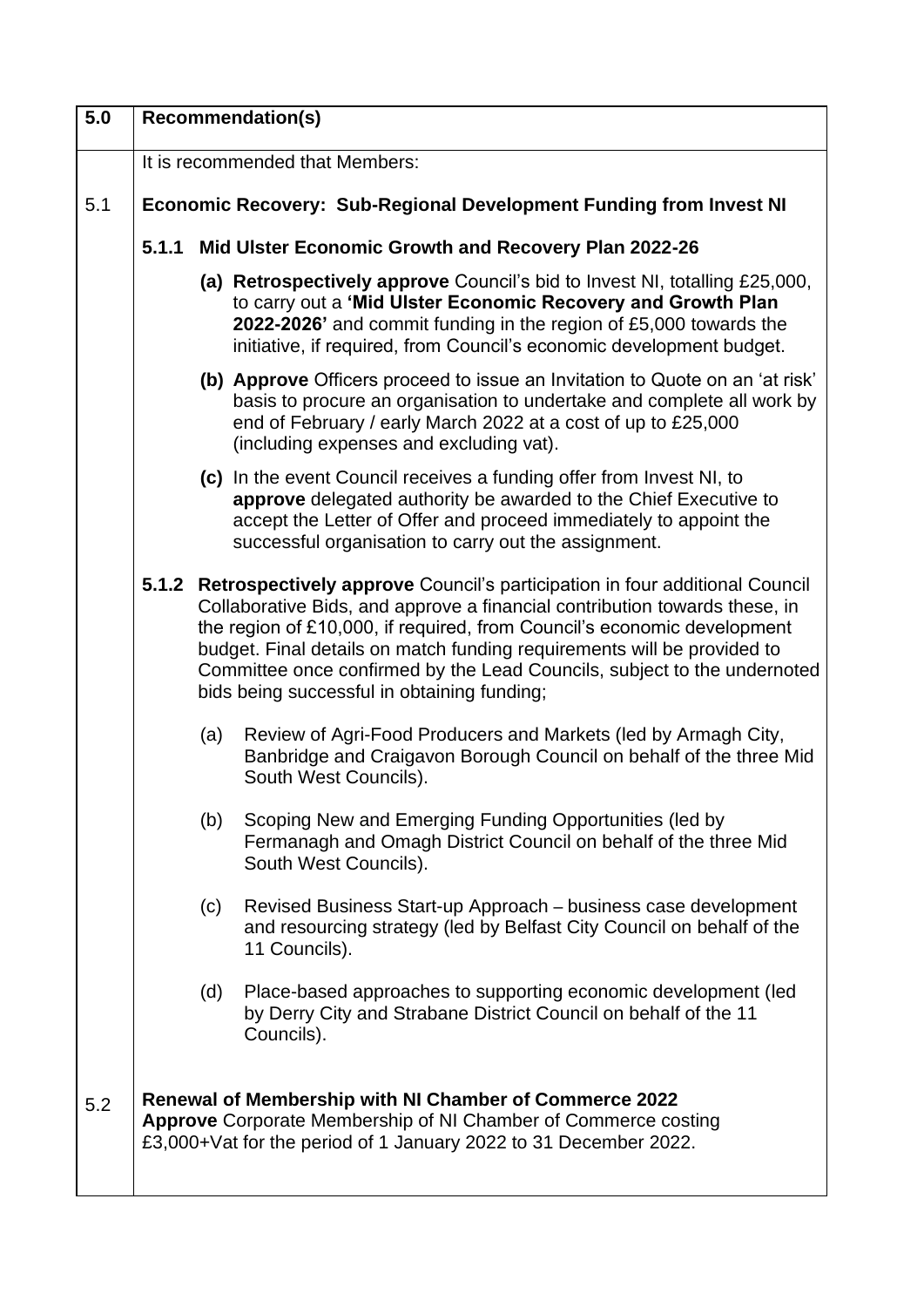| 5.0 | **Recommendation(s)** |
|---|---|

It is recommended that Members:

**5.1 Economic Recovery: Sub-Regional Development Funding from Invest NI**

**5.1.1 Mid Ulster Economic Growth and Recovery Plan 2022-26**

**(a) Retrospectively approve** Council's bid to Invest NI, totalling £25,000, to carry out a **'Mid Ulster Economic Recovery and Growth Plan 2022-2026'** and commit funding in the region of £5,000 towards the initiative, if required, from Council's economic development budget.

**(b) Approve** Officers proceed to issue an Invitation to Quote on an 'at risk' basis to procure an organisation to undertake and complete all work by end of February / early March 2022 at a cost of up to £25,000 (including expenses and excluding vat).

**(c)** In the event Council receives a funding offer from Invest NI, to **approve** delegated authority be awarded to the Chief Executive to accept the Letter of Offer and proceed immediately to appoint the successful organisation to carry out the assignment.

**5.1.2 Retrospectively approve** Council's participation in four additional Council Collaborative Bids, and approve a financial contribution towards these, in the region of £10,000, if required, from Council's economic development budget. Final details on match funding requirements will be provided to Committee once confirmed by the Lead Councils, subject to the undernoted bids being successful in obtaining funding;

(a) Review of Agri-Food Producers and Markets (led by Armagh City, Banbridge and Craigavon Borough Council on behalf of the three Mid South West Councils).

(b) Scoping New and Emerging Funding Opportunities (led by Fermanagh and Omagh District Council on behalf of the three Mid South West Councils).

(c) Revised Business Start-up Approach – business case development and resourcing strategy (led by Belfast City Council on behalf of the 11 Councils).

(d) Place-based approaches to supporting economic development (led by Derry City and Strabane District Council on behalf of the 11 Councils).

**5.2 Renewal of Membership with NI Chamber of Commerce 2022**

**Approve** Corporate Membership of NI Chamber of Commerce costing £3,000+Vat for the period of 1 January 2022 to 31 December 2022.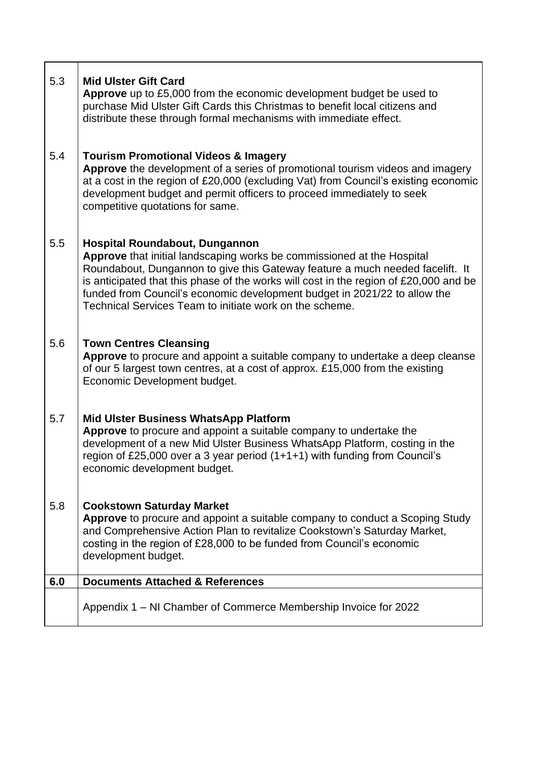| | |
|---|---|
| 5.3 | **Mid Ulster Gift Card**<br>**Approve** up to £5,000 from the economic development budget be used to purchase Mid Ulster Gift Cards this Christmas to benefit local citizens and distribute these through formal mechanisms with immediate effect. |
| 5.4 | **Tourism Promotional Videos & Imagery**<br>**Approve** the development of a series of promotional tourism videos and imagery at a cost in the region of £20,000 (excluding Vat) from Council's existing economic development budget and permit officers to proceed immediately to seek competitive quotations for same. |
| 5.5 | **Hospital Roundabout, Dungannon**<br>**Approve** that initial landscaping works be commissioned at the Hospital Roundabout, Dungannon to give this Gateway feature a much needed facelift. It is anticipated that this phase of the works will cost in the region of £20,000 and be funded from Council's economic development budget in 2021/22 to allow the Technical Services Team to initiate work on the scheme. |
| 5.6 | **Town Centres Cleansing**<br>**Approve** to procure and appoint a suitable company to undertake a deep cleanse of our 5 largest town centres, at a cost of approx. £15,000 from the existing Economic Development budget. |
| 5.7 | **Mid Ulster Business WhatsApp Platform**<br>**Approve** to procure and appoint a suitable company to undertake the development of a new Mid Ulster Business WhatsApp Platform, costing in the region of £25,000 over a 3 year period (1+1+1) with funding from Council's economic development budget. |
| 5.8 | **Cookstown Saturday Market**<br>**Approve** to procure and appoint a suitable company to conduct a Scoping Study and Comprehensive Action Plan to revitalize Cookstown's Saturday Market, costing in the region of £28,000 to be funded from Council's economic development budget. |
| **6.0** | **Documents Attached & References** |
| | Appendix 1 – NI Chamber of Commerce Membership Invoice for 2022 |